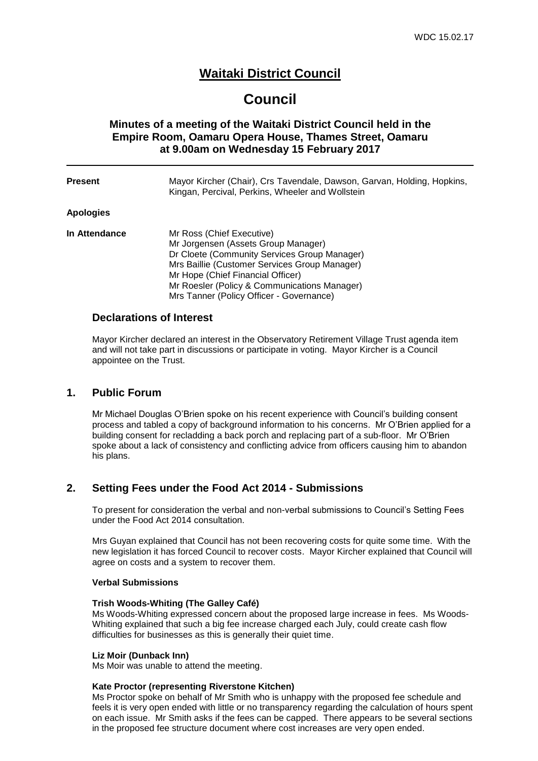# Waitaki District Council

# Council

### Minutes of a meeting of the Waitaki District Council held in the Empire Room, Oamaru Opera House, Thames Street, Oamaru at 9.00am on Wednesday 15 February 2017

---

**Present** Mayor Kircher (Chair), Crs Tavendale, Dawson, Garvan, Holding, Hopkins, Kingan, Percival, Perkins, Wheeler and Wollstein

**Apologies**

**In Attendance** Mr Ross (Chief Executive)
Mr Jorgensen (Assets Group Manager)
Dr Cloete (Community Services Group Manager)
Mrs Baillie (Customer Services Group Manager)
Mr Hope (Chief Financial Officer)
Mr Roesler (Policy & Communications Manager)
Mrs Tanner (Policy Officer - Governance)

## Declarations of Interest

Mayor Kircher declared an interest in the Observatory Retirement Village Trust agenda item and will not take part in discussions or participate in voting. Mayor Kircher is a Council appointee on the Trust.

## 1. Public Forum

Mr Michael Douglas O'Brien spoke on his recent experience with Council's building consent process and tabled a copy of background information to his concerns. Mr O'Brien applied for a building consent for recladding a back porch and replacing part of a sub-floor. Mr O'Brien spoke about a lack of consistency and conflicting advice from officers causing him to abandon his plans.

## 2. Setting Fees under the Food Act 2014 - Submissions

To present for consideration the verbal and non-verbal submissions to Council's Setting Fees under the Food Act 2014 consultation.

Mrs Guyan explained that Council has not been recovering costs for quite some time. With the new legislation it has forced Council to recover costs. Mayor Kircher explained that Council will agree on costs and a system to recover them.

**Verbal Submissions**

**Trish Woods-Whiting (The Galley Café)**
Ms Woods-Whiting expressed concern about the proposed large increase in fees. Ms Woods-Whiting explained that such a big fee increase charged each July, could create cash flow difficulties for businesses as this is generally their quiet time.

**Liz Moir (Dunback Inn)**
Ms Moir was unable to attend the meeting.

**Kate Proctor (representing Riverstone Kitchen)**
Ms Proctor spoke on behalf of Mr Smith who is unhappy with the proposed fee schedule and feels it is very open ended with little or no transparency regarding the calculation of hours spent on each issue. Mr Smith asks if the fees can be capped. There appears to be several sections in the proposed fee structure document where cost increases are very open ended.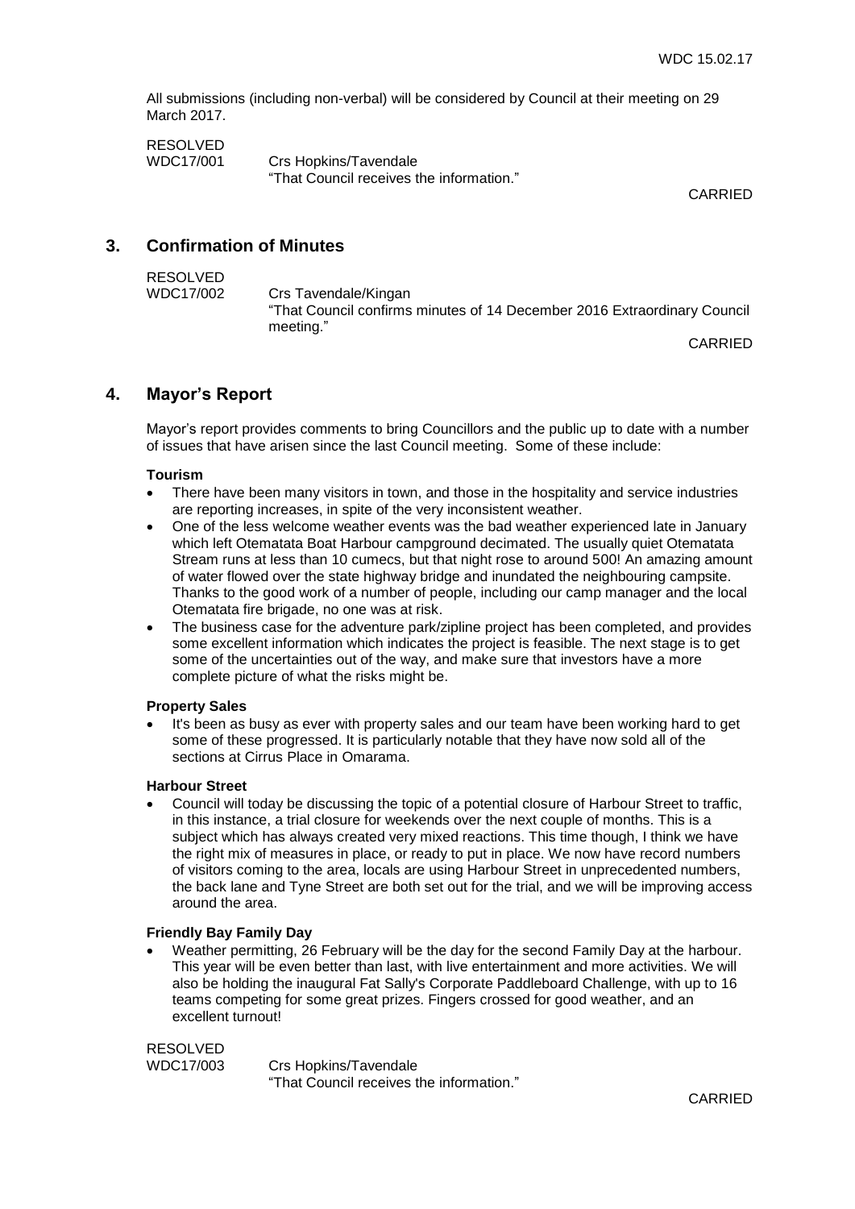All submissions (including non-verbal) will be considered by Council at their meeting on 29 March 2017.

RESOLVED
WDC17/001 Crs Hopkins/Tavendale
"That Council receives the information."

CARRIED

## 3. Confirmation of Minutes

RESOLVED
WDC17/002 Crs Tavendale/Kingan
"That Council confirms minutes of 14 December 2016 Extraordinary Council meeting."

CARRIED

## 4. Mayor's Report

Mayor's report provides comments to bring Councillors and the public up to date with a number of issues that have arisen since the last Council meeting. Some of these include:

**Tourism**

- There have been many visitors in town, and those in the hospitality and service industries are reporting increases, in spite of the very inconsistent weather.
- One of the less welcome weather events was the bad weather experienced late in January which left Otematata Boat Harbour campground decimated. The usually quiet Otematata Stream runs at less than 10 cumecs, but that night rose to around 500! An amazing amount of water flowed over the state highway bridge and inundated the neighbouring campsite. Thanks to the good work of a number of people, including our camp manager and the local Otematata fire brigade, no one was at risk.
- The business case for the adventure park/zipline project has been completed, and provides some excellent information which indicates the project is feasible. The next stage is to get some of the uncertainties out of the way, and make sure that investors have a more complete picture of what the risks might be.

**Property Sales**

- It's been as busy as ever with property sales and our team have been working hard to get some of these progressed. It is particularly notable that they have now sold all of the sections at Cirrus Place in Omarama.

**Harbour Street**

- Council will today be discussing the topic of a potential closure of Harbour Street to traffic, in this instance, a trial closure for weekends over the next couple of months. This is a subject which has always created very mixed reactions. This time though, I think we have the right mix of measures in place, or ready to put in place. We now have record numbers of visitors coming to the area, locals are using Harbour Street in unprecedented numbers, the back lane and Tyne Street are both set out for the trial, and we will be improving access around the area.

**Friendly Bay Family Day**

- Weather permitting, 26 February will be the day for the second Family Day at the harbour. This year will be even better than last, with live entertainment and more activities. We will also be holding the inaugural Fat Sally's Corporate Paddleboard Challenge, with up to 16 teams competing for some great prizes. Fingers crossed for good weather, and an excellent turnout!

RESOLVED
WDC17/003 Crs Hopkins/Tavendale
"That Council receives the information."

CARRIED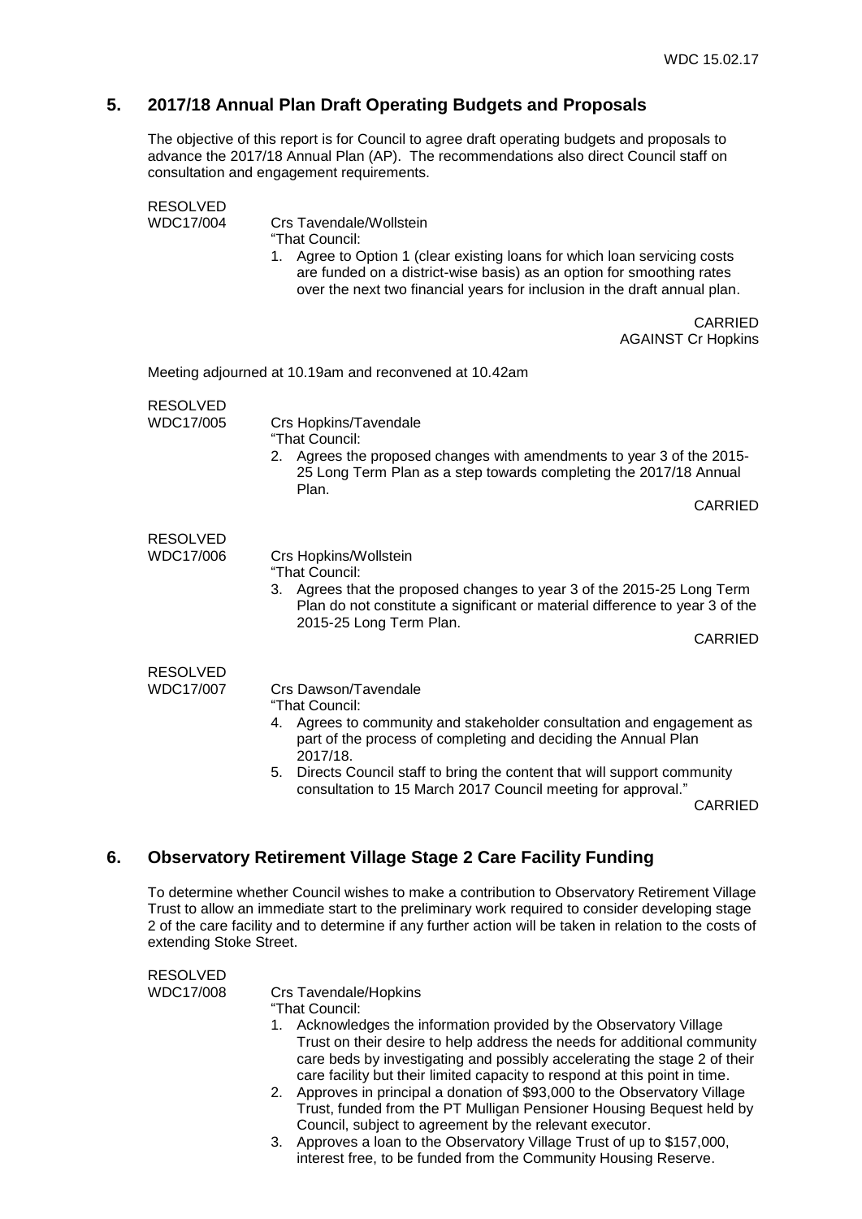## 5. 2017/18 Annual Plan Draft Operating Budgets and Proposals

The objective of this report is for Council to agree draft operating budgets and proposals to advance the 2017/18 Annual Plan (AP). The recommendations also direct Council staff on consultation and engagement requirements.

RESOLVED
WDC17/004 Crs Tavendale/Wollstein

"That Council:

1. Agree to Option 1 (clear existing loans for which loan servicing costs are funded on a district-wise basis) as an option for smoothing rates over the next two financial years for inclusion in the draft annual plan.

CARRIED
AGAINST Cr Hopkins

Meeting adjourned at 10.19am and reconvened at 10.42am

RESOLVED
WDC17/005 Crs Hopkins/Tavendale

"That Council:

2. Agrees the proposed changes with amendments to year 3 of the 2015-25 Long Term Plan as a step towards completing the 2017/18 Annual Plan.

CARRIED

RESOLVED
WDC17/006 Crs Hopkins/Wollstein

"That Council:

3. Agrees that the proposed changes to year 3 of the 2015-25 Long Term Plan do not constitute a significant or material difference to year 3 of the 2015-25 Long Term Plan.

CARRIED

RESOLVED
WDC17/007 Crs Dawson/Tavendale

"That Council:

4. Agrees to community and stakeholder consultation and engagement as part of the process of completing and deciding the Annual Plan 2017/18.
5. Directs Council staff to bring the content that will support community consultation to 15 March 2017 Council meeting for approval."

CARRIED

## 6. Observatory Retirement Village Stage 2 Care Facility Funding

To determine whether Council wishes to make a contribution to Observatory Retirement Village Trust to allow an immediate start to the preliminary work required to consider developing stage 2 of the care facility and to determine if any further action will be taken in relation to the costs of extending Stoke Street.

RESOLVED
WDC17/008 Crs Tavendale/Hopkins

"That Council:

1. Acknowledges the information provided by the Observatory Village Trust on their desire to help address the needs for additional community care beds by investigating and possibly accelerating the stage 2 of their care facility but their limited capacity to respond at this point in time.
2. Approves in principal a donation of $93,000 to the Observatory Village Trust, funded from the PT Mulligan Pensioner Housing Bequest held by Council, subject to agreement by the relevant executor.
3. Approves a loan to the Observatory Village Trust of up to $157,000, interest free, to be funded from the Community Housing Reserve.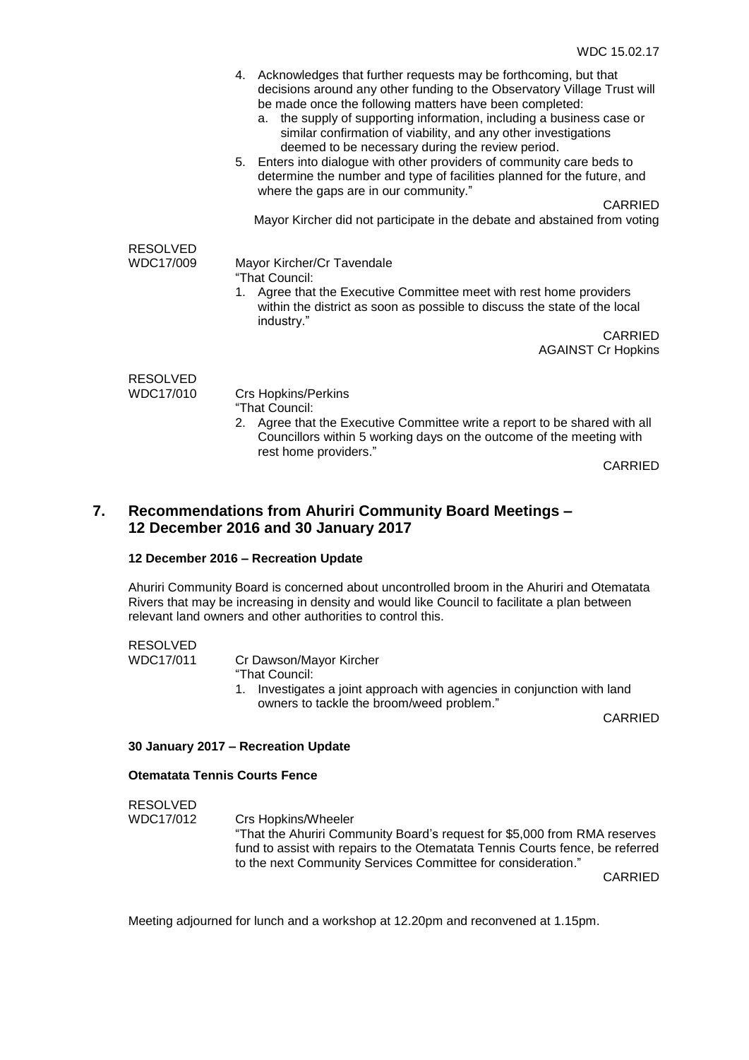4. Acknowledges that further requests may be forthcoming, but that decisions around any other funding to the Observatory Village Trust will be made once the following matters have been completed:
   a. the supply of supporting information, including a business case or similar confirmation of viability, and any other investigations deemed to be necessary during the review period.
5. Enters into dialogue with other providers of community care beds to determine the number and type of facilities planned for the future, and where the gaps are in our community."

CARRIED

Mayor Kircher did not participate in the debate and abstained from voting

RESOLVED
WDC17/009 Mayor Kircher/Cr Tavendale

"That Council:

1. Agree that the Executive Committee meet with rest home providers within the district as soon as possible to discuss the state of the local industry."

CARRIED
AGAINST Cr Hopkins

RESOLVED
WDC17/010 Crs Hopkins/Perkins

"That Council:

2. Agree that the Executive Committee write a report to be shared with all Councillors within 5 working days on the outcome of the meeting with rest home providers."

CARRIED

## 7. Recommendations from Ahuriri Community Board Meetings – 12 December 2016 and 30 January 2017

**12 December 2016 – Recreation Update**

Ahuriri Community Board is concerned about uncontrolled broom in the Ahuriri and Otematata Rivers that may be increasing in density and would like Council to facilitate a plan between relevant land owners and other authorities to control this.

RESOLVED
WDC17/011 Cr Dawson/Mayor Kircher

"That Council:

1. Investigates a joint approach with agencies in conjunction with land owners to tackle the broom/weed problem."

CARRIED

**30 January 2017 – Recreation Update**

**Otematata Tennis Courts Fence**

RESOLVED
WDC17/012 Crs Hopkins/Wheeler

"That the Ahuriri Community Board's request for $5,000 from RMA reserves fund to assist with repairs to the Otematata Tennis Courts fence, be referred to the next Community Services Committee for consideration."

CARRIED

Meeting adjourned for lunch and a workshop at 12.20pm and reconvened at 1.15pm.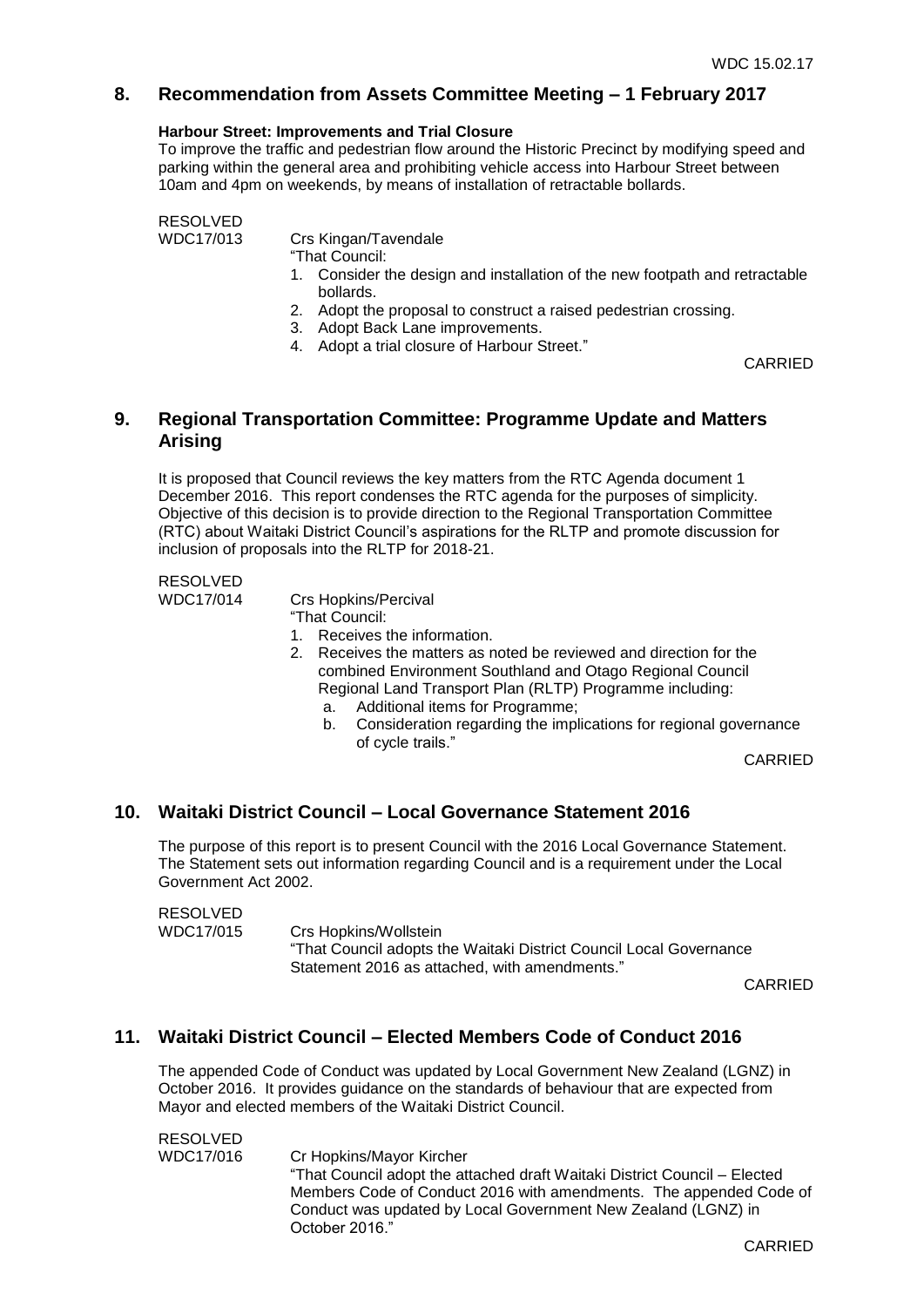## 8. Recommendation from Assets Committee Meeting – 1 February 2017

**Harbour Street: Improvements and Trial Closure**

To improve the traffic and pedestrian flow around the Historic Precinct by modifying speed and parking within the general area and prohibiting vehicle access into Harbour Street between 10am and 4pm on weekends, by means of installation of retractable bollards.

RESOLVED
WDC17/013 Crs Kingan/Tavendale

"That Council:

1. Consider the design and installation of the new footpath and retractable bollards.
2. Adopt the proposal to construct a raised pedestrian crossing.
3. Adopt Back Lane improvements.
4. Adopt a trial closure of Harbour Street."

CARRIED

## 9. Regional Transportation Committee: Programme Update and Matters Arising

It is proposed that Council reviews the key matters from the RTC Agenda document 1 December 2016. This report condenses the RTC agenda for the purposes of simplicity. Objective of this decision is to provide direction to the Regional Transportation Committee (RTC) about Waitaki District Council's aspirations for the RLTP and promote discussion for inclusion of proposals into the RLTP for 2018-21.

RESOLVED
WDC17/014 Crs Hopkins/Percival

"That Council:

1. Receives the information.
2. Receives the matters as noted be reviewed and direction for the combined Environment Southland and Otago Regional Council Regional Land Transport Plan (RLTP) Programme including:
   a. Additional items for Programme;
   b. Consideration regarding the implications for regional governance of cycle trails."

CARRIED

## 10. Waitaki District Council – Local Governance Statement 2016

The purpose of this report is to present Council with the 2016 Local Governance Statement. The Statement sets out information regarding Council and is a requirement under the Local Government Act 2002.

RESOLVED
WDC17/015 Crs Hopkins/Wollstein

"That Council adopts the Waitaki District Council Local Governance Statement 2016 as attached, with amendments."

CARRIED

## 11. Waitaki District Council – Elected Members Code of Conduct 2016

The appended Code of Conduct was updated by Local Government New Zealand (LGNZ) in October 2016. It provides guidance on the standards of behaviour that are expected from Mayor and elected members of the Waitaki District Council.

RESOLVED
WDC17/016 Cr Hopkins/Mayor Kircher

"That Council adopt the attached draft Waitaki District Council – Elected Members Code of Conduct 2016 with amendments. The appended Code of Conduct was updated by Local Government New Zealand (LGNZ) in October 2016."

CARRIED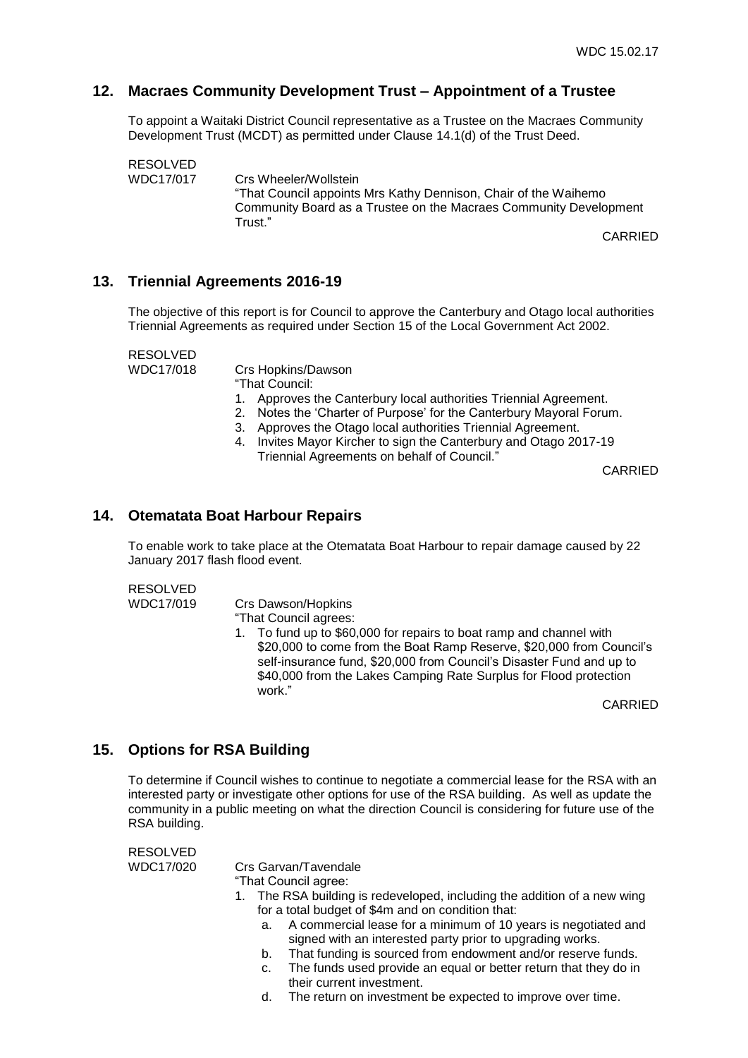## 12. Macraes Community Development Trust – Appointment of a Trustee

To appoint a Waitaki District Council representative as a Trustee on the Macraes Community Development Trust (MCDT) as permitted under Clause 14.1(d) of the Trust Deed.

RESOLVED
WDC17/017 Crs Wheeler/Wollstein

"That Council appoints Mrs Kathy Dennison, Chair of the Waihemo Community Board as a Trustee on the Macraes Community Development Trust."

CARRIED

## 13. Triennial Agreements 2016-19

The objective of this report is for Council to approve the Canterbury and Otago local authorities Triennial Agreements as required under Section 15 of the Local Government Act 2002.

RESOLVED
WDC17/018 Crs Hopkins/Dawson

"That Council:

1. Approves the Canterbury local authorities Triennial Agreement.
2. Notes the 'Charter of Purpose' for the Canterbury Mayoral Forum.
3. Approves the Otago local authorities Triennial Agreement.
4. Invites Mayor Kircher to sign the Canterbury and Otago 2017-19 Triennial Agreements on behalf of Council."

CARRIED

## 14. Otematata Boat Harbour Repairs

To enable work to take place at the Otematata Boat Harbour to repair damage caused by 22 January 2017 flash flood event.

RESOLVED
WDC17/019 Crs Dawson/Hopkins

"That Council agrees:

1. To fund up to $60,000 for repairs to boat ramp and channel with $20,000 to come from the Boat Ramp Reserve, $20,000 from Council's self-insurance fund, $20,000 from Council's Disaster Fund and up to $40,000 from the Lakes Camping Rate Surplus for Flood protection work."

CARRIED

## 15. Options for RSA Building

To determine if Council wishes to continue to negotiate a commercial lease for the RSA with an interested party or investigate other options for use of the RSA building. As well as update the community in a public meeting on what the direction Council is considering for future use of the RSA building.

RESOLVED
WDC17/020 Crs Garvan/Tavendale

"That Council agree:

1. The RSA building is redeveloped, including the addition of a new wing for a total budget of $4m and on condition that:
   a. A commercial lease for a minimum of 10 years is negotiated and signed with an interested party prior to upgrading works.
   b. That funding is sourced from endowment and/or reserve funds.
   c. The funds used provide an equal or better return that they do in their current investment.
   d. The return on investment be expected to improve over time.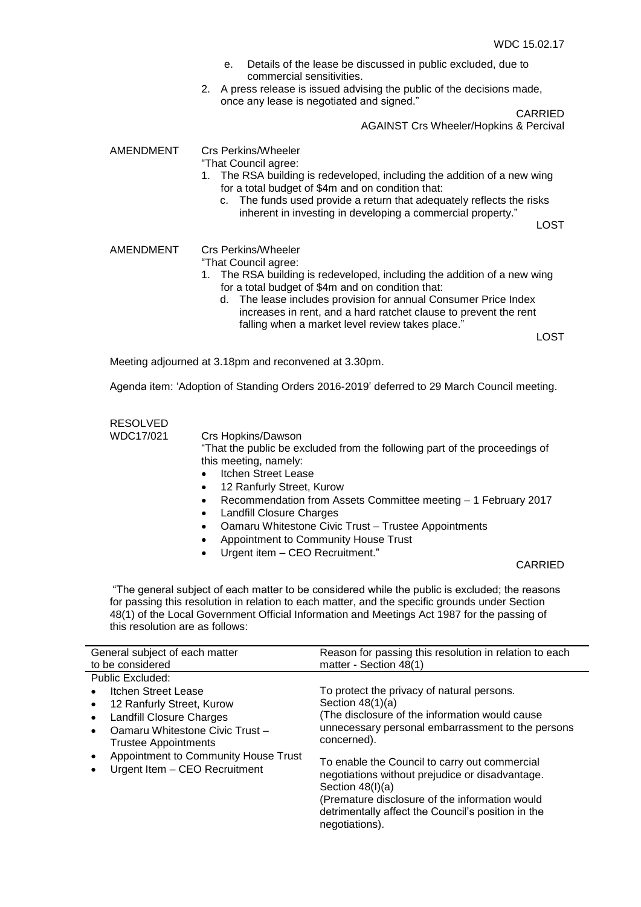e. Details of the lease be discussed in public excluded, due to commercial sensitivities.

2. A press release is issued advising the public of the decisions made, once any lease is negotiated and signed."

CARRIED

AGAINST Crs Wheeler/Hopkins & Percival

AMENDMENT Crs Perkins/Wheeler

"That Council agree:

1. The RSA building is redeveloped, including the addition of a new wing for a total budget of $4m and on condition that:
   c. The funds used provide a return that adequately reflects the risks inherent in investing in developing a commercial property."

LOST

AMENDMENT Crs Perkins/Wheeler

"That Council agree:

1. The RSA building is redeveloped, including the addition of a new wing for a total budget of $4m and on condition that:
   d. The lease includes provision for annual Consumer Price Index increases in rent, and a hard ratchet clause to prevent the rent falling when a market level review takes place."

LOST

Meeting adjourned at 3.18pm and reconvened at 3.30pm.

Agenda item: 'Adoption of Standing Orders 2016-2019' deferred to 29 March Council meeting.

RESOLVED
WDC17/021 Crs Hopkins/Dawson

"That the public be excluded from the following part of the proceedings of this meeting, namely:

- Itchen Street Lease
- 12 Ranfurly Street, Kurow
- Recommendation from Assets Committee meeting – 1 February 2017
- Landfill Closure Charges
- Oamaru Whitestone Civic Trust – Trustee Appointments
- Appointment to Community House Trust
- Urgent item – CEO Recruitment."

CARRIED

"The general subject of each matter to be considered while the public is excluded; the reasons for passing this resolution in relation to each matter, and the specific grounds under Section 48(1) of the Local Government Official Information and Meetings Act 1987 for the passing of this resolution are as follows:

| General subject of each matter to be considered | Reason for passing this resolution in relation to each matter - Section 48(1) |
|---|---|
| Public Excluded:<br>• Itchen Street Lease<br>• 12 Ranfurly Street, Kurow<br>• Landfill Closure Charges<br>• Oamaru Whitestone Civic Trust – Trustee Appointments<br>• Appointment to Community House Trust<br>• Urgent Item – CEO Recruitment | To protect the privacy of natural persons. Section 48(1)(a) (The disclosure of the information would cause unnecessary personal embarrassment to the persons concerned).<br><br>To enable the Council to carry out commercial negotiations without prejudice or disadvantage. Section 48(I)(a) (Premature disclosure of the information would detrimentally affect the Council's position in the negotiations). |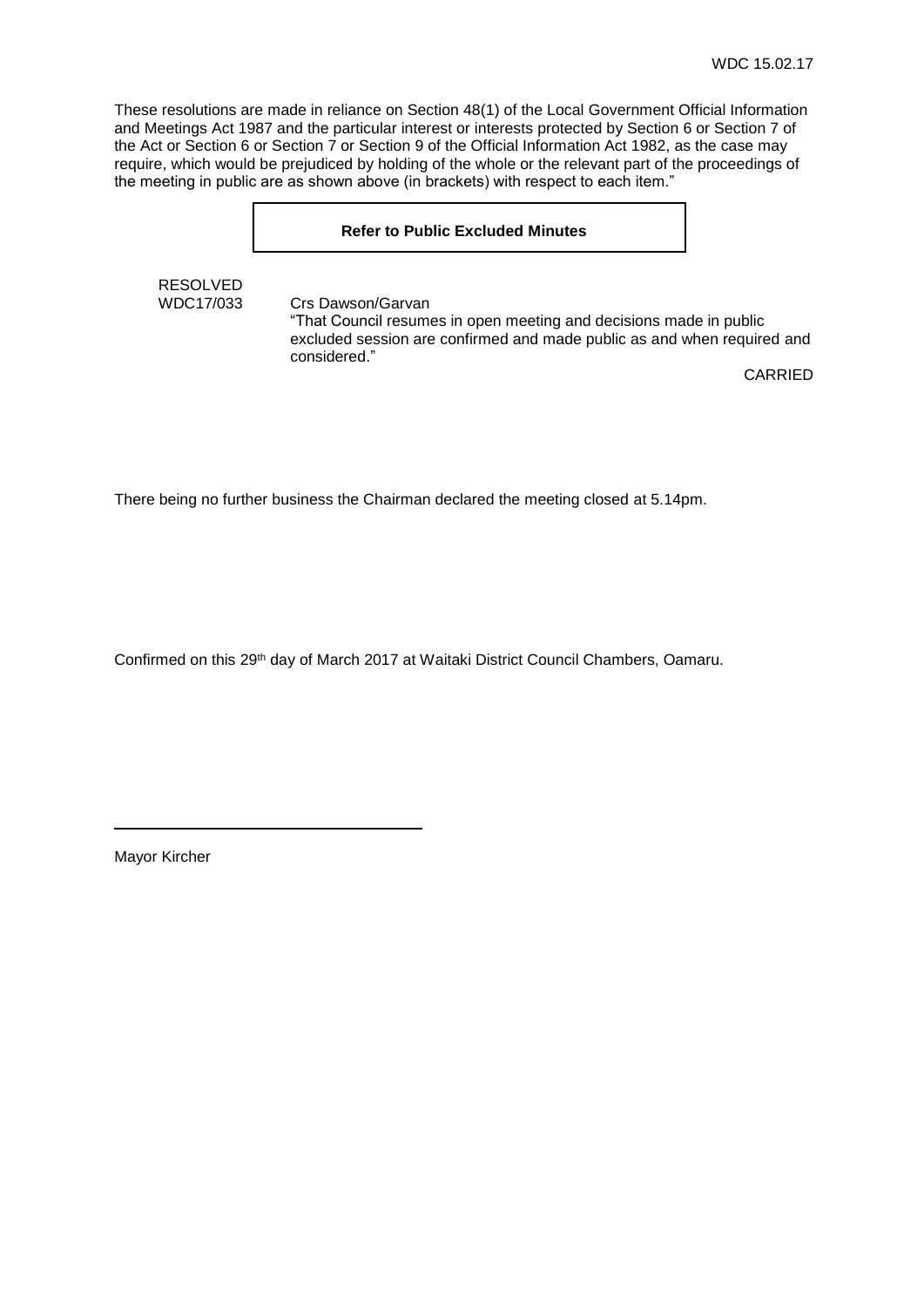These resolutions are made in reliance on Section 48(1) of the Local Government Official Information and Meetings Act 1987 and the particular interest or interests protected by Section 6 or Section 7 of the Act or Section 6 or Section 7 or Section 9 of the Official Information Act 1982, as the case may require, which would be prejudiced by holding of the whole or the relevant part of the proceedings of the meeting in public are as shown above (in brackets) with respect to each item."

**Refer to Public Excluded Minutes**

RESOLVED
WDC17/033 Crs Dawson/Garvan

"That Council resumes in open meeting and decisions made in public excluded session are confirmed and made public as and when required and considered."

CARRIED

There being no further business the Chairman declared the meeting closed at 5.14pm.

Confirmed on this 29th day of March 2017 at Waitaki District Council Chambers, Oamaru.

Mayor Kircher